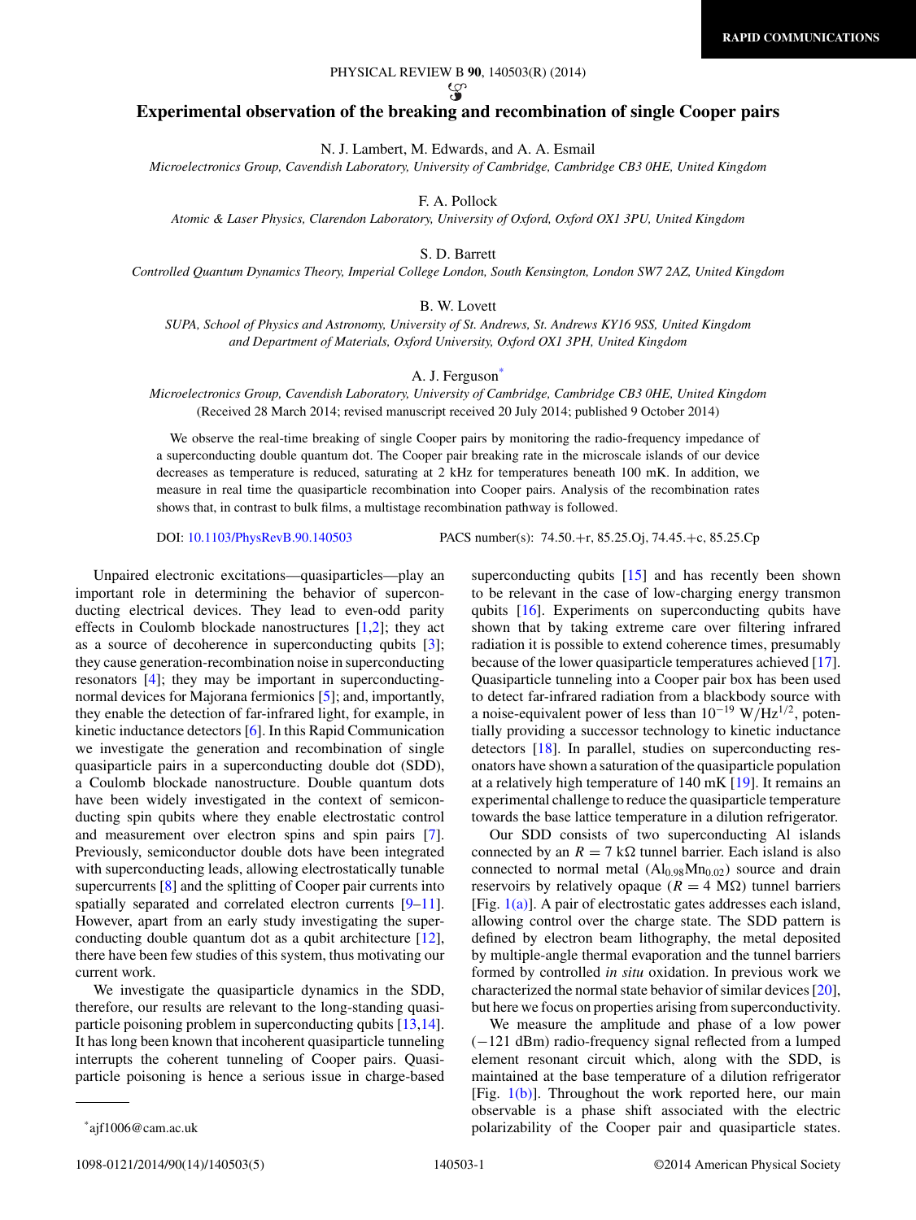# Experimental observation of the breaking and recombination of single Cooper pairs

N. J. Lambert, M. Edwards, and A. A. Esmail

*Microelectronics Group, Cavendish Laboratory, University of Cambridge, Cambridge CB3 0HE, United Kingdom*

F. A. Pollock

*Atomic & Laser Physics, Clarendon Laboratory, University of Oxford, Oxford OX1 3PU, United Kingdom*

S. D. Barrett

*Controlled Quantum Dynamics Theory, Imperial College London, South Kensington, London SW7 2AZ, United Kingdom*

B. W. Lovett

*SUPA, School of Physics and Astronomy, University of St. Andrews, St. Andrews KY16 9SS, United Kingdom and Department of Materials, Oxford University, Oxford OX1 3PH, United Kingdom*

A. J. Ferguson*

*Microelectronics Group, Cavendish Laboratory, University of Cambridge, Cambridge CB3 0HE, United Kingdom*

(Received 28 March 2014; revised manuscript received 20 July 2014; published 9 October 2014)

We observe the real-time breaking of single Cooper pairs by monitoring the radio-frequency impedance of a superconducting double quantum dot. The Cooper pair breaking rate in the microscale islands of our device decreases as temperature is reduced, saturating at 2 kHz for temperatures beneath 100 mK. In addition, we measure in real time the quasiparticle recombination into Cooper pairs. Analysis of the recombination rates shows that, in contrast to bulk films, a multistage recombination pathway is followed.

DOI: 10.1103/PhysRevB.90.140503 PACS number(s): 74.50.+r, 85.25.Oj, 74.45.+c, 85.25.Cp

Unpaired electronic excitations—quasiparticles—play an important role in determining the behavior of superconducting electrical devices. They lead to even-odd parity effects in Coulomb blockade nanostructures [1,2]; they act as a source of decoherence in superconducting qubits [3]; they cause generation-recombination noise in superconducting resonators [4]; they may be important in superconducting-normal devices for Majorana fermionics [5]; and, importantly, they enable the detection of far-infrared light, for example, in kinetic inductance detectors [6]. In this Rapid Communication we investigate the generation and recombination of single quasiparticle pairs in a superconducting double dot (SDD), a Coulomb blockade nanostructure. Double quantum dots have been widely investigated in the context of semiconducting spin qubits where they enable electrostatic control and measurement over electron spins and spin pairs [7]. Previously, semiconductor double dots have been integrated with superconducting leads, allowing electrostatically tunable supercurrents [8] and the splitting of Cooper pair currents into spatially separated and correlated electron currents [9–11]. However, apart from an early study investigating the superconducting double quantum dot as a qubit architecture [12], there have been few studies of this system, thus motivating our current work.

We investigate the quasiparticle dynamics in the SDD, therefore, our results are relevant to the long-standing quasiparticle poisoning problem in superconducting qubits [13,14]. It has long been known that incoherent quasiparticle tunneling interrupts the coherent tunneling of Cooper pairs. Quasiparticle poisoning is hence a serious issue in charge-based superconducting qubits [15] and has recently been shown to be relevant in the case of low-charging energy transmon qubits [16]. Experiments on superconducting qubits have shown that by taking extreme care over filtering infrared radiation it is possible to extend coherence times, presumably because of the lower quasiparticle temperatures achieved [17]. Quasiparticle tunneling into a Cooper pair box has been used to detect far-infrared radiation from a blackbody source with a noise-equivalent power of less than $10^{-19}$ W/Hz$^{1/2}$, potentially providing a successor technology to kinetic inductance detectors [18]. In parallel, studies on superconducting resonators have shown a saturation of the quasiparticle population at a relatively high temperature of 140 mK [19]. It remains an experimental challenge to reduce the quasiparticle temperature towards the base lattice temperature in a dilution refrigerator.

Our SDD consists of two superconducting Al islands connected by an $R = 7$ k$\Omega$ tunnel barrier. Each island is also connected to normal metal ($Al_{0.98}Mn_{0.02}$) source and drain reservoirs by relatively opaque ($R = 4$ M$\Omega$) tunnel barriers [Fig. 1(a)]. A pair of electrostatic gates addresses each island, allowing control over the charge state. The SDD pattern is defined by electron beam lithography, the metal deposited by multiple-angle thermal evaporation and the tunnel barriers formed by controlled *in situ* oxidation. In previous work we characterized the normal state behavior of similar devices [20], but here we focus on properties arising from superconductivity.

We measure the amplitude and phase of a low power ($-121$ dBm) radio-frequency signal reflected from a lumped element resonant circuit which, along with the SDD, is maintained at the base temperature of a dilution refrigerator [Fig. 1(b)]. Throughout the work reported here, our main observable is a phase shift associated with the electric polarizability of the Cooper pair and quasiparticle states.

*ajf1006@cam.ac.uk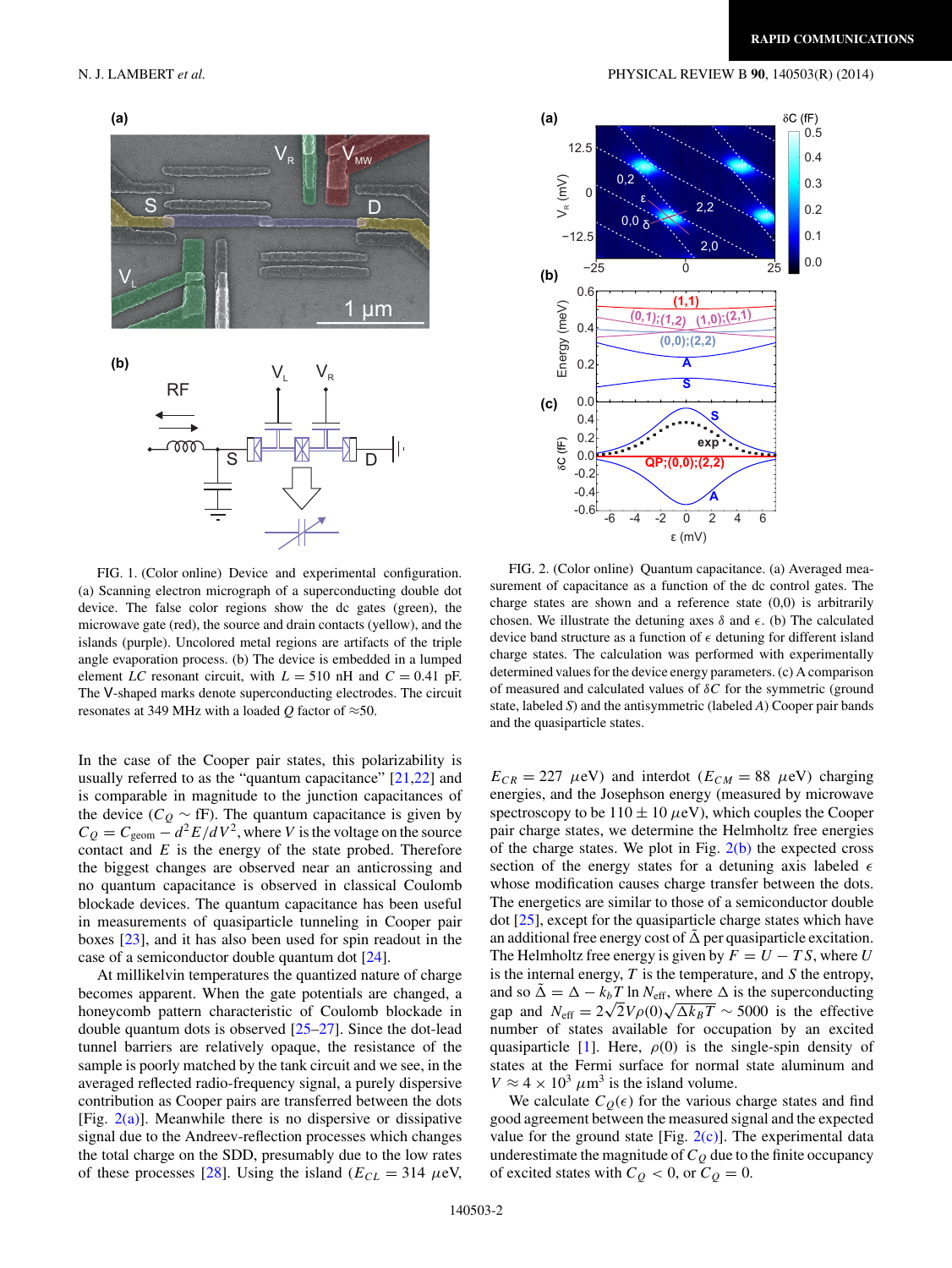FIG. 1. (Color online) Device and experimental configuration. (a) Scanning electron micrograph of a superconducting double dot device. The false color regions show the dc gates (green), the microwave gate (red), the source and drain contacts (yellow), and the islands (purple). Uncolored metal regions are artifacts of the triple angle evaporation process. (b) The device is embedded in a lumped element $LC$ resonant circuit, with $L = 510$ nH and $C = 0.41$ pF. The V-shaped marks denote superconducting electrodes. The circuit resonates at 349 MHz with a loaded $Q$ factor of $\approx$50.

FIG. 2. (Color online) Quantum capacitance. (a) Averaged measurement of capacitance as a function of the dc control gates. The charge states are shown and a reference state (0,0) is arbitrarily chosen. We illustrate the detuning axes $\delta$ and $\epsilon$. (b) The calculated device band structure as a function of $\epsilon$ detuning for different island charge states. The calculation was performed with experimentally determined values for the device energy parameters. (c) A comparison of measured and calculated values of $\delta C$ for the symmetric (ground state, labeled $S$) and the antisymmetric (labeled $A$) Cooper pair bands and the quasiparticle states.

In the case of the Cooper pair states, this polarizability is usually referred to as the "quantum capacitance" [21,22] and is comparable in magnitude to the junction capacitances of the device ($C_Q \sim$ fF). The quantum capacitance is given by $C_Q = C_{\mathrm{geom}} - d^2E/dV^2$, where $V$ is the voltage on the source contact and $E$ is the energy of the state probed. Therefore the biggest changes are observed near an anticrossing and no quantum capacitance is observed in classical Coulomb blockade devices. The quantum capacitance has been useful in measurements of quasiparticle tunneling in Cooper pair boxes [23], and it has also been used for spin readout in the case of a semiconductor double quantum dot [24].

At millikelvin temperatures the quantized nature of charge becomes apparent. When the gate potentials are changed, a honeycomb pattern characteristic of Coulomb blockade in double quantum dots is observed [25–27]. Since the dot-lead tunnel barriers are relatively opaque, the resistance of the sample is poorly matched by the tank circuit and we see, in the averaged reflected radio-frequency signal, a purely dispersive contribution as Cooper pairs are transferred between the dots [Fig. 2(a)]. Meanwhile there is no dispersive or dissipative signal due to the Andreev-reflection processes which changes the total charge on the SDD, presumably due to the low rates of these processes [28]. Using the island ($E_{CL} = 314$ $\mu$eV, $E_{CR} = 227$ $\mu$eV) and interdot ($E_{CM} = 88$ $\mu$eV) charging energies, and the Josephson energy (measured by microwave spectroscopy to be $110 \pm 10$ $\mu$eV), which couples the Cooper pair charge states, we determine the Helmholtz free energies of the charge states. We plot in Fig. 2(b) the expected cross section of the energy states for a detuning axis labeled $\epsilon$ whose modification causes charge transfer between the dots. The energetics are similar to those of a semiconductor double dot [25], except for the quasiparticle charge states which have an additional free energy cost of $\tilde{\Delta}$ per quasiparticle excitation. The Helmholtz free energy is given by $F = U - TS$, where $U$ is the internal energy, $T$ is the temperature, and $S$ the entropy, and so $\tilde{\Delta} = \Delta - k_bT \ln N_{\mathrm{eff}}$, where $\Delta$ is the superconducting gap and $N_{\mathrm{eff}} = 2\sqrt{2}V\rho(0)\sqrt{\Delta k_BT} \sim 5000$ is the effective number of states available for occupation by an excited quasiparticle [1]. Here, $\rho(0)$ is the single-spin density of states at the Fermi surface for normal state aluminum and $V \approx 4 \times 10^3$ $\mu$m$^3$ is the island volume.

We calculate $C_Q(\epsilon)$ for the various charge states and find good agreement between the measured signal and the expected value for the ground state [Fig. 2(c)]. The experimental data underestimate the magnitude of $C_Q$ due to the finite occupancy of excited states with $C_Q < 0$, or $C_Q = 0$.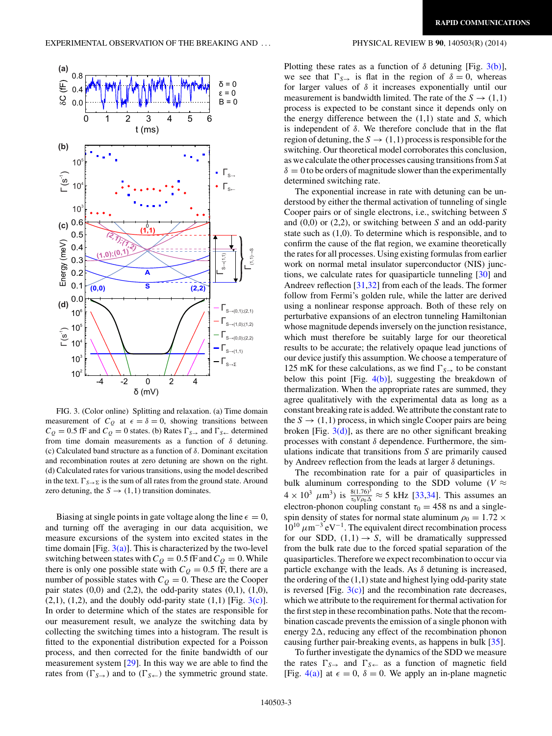FIG. 3. (Color online) Splitting and relaxation. (a) Time domain measurement of $C_Q$ at $\epsilon = \delta = 0$, showing transitions between $C_Q = 0.5$ fF and $C_Q = 0$ states. (b) Rates $\Gamma_{S\rightarrow}$ and $\Gamma_{S\leftarrow}$ determined from time domain measurements as a function of $\delta$ detuning. (c) Calculated band structure as a function of $\delta$. Dominant excitation and recombination routes at zero detuning are shown on the right. (d) Calculated rates for various transitions, using the model described in the text. $\Gamma_{S\rightarrow\Sigma}$ is the sum of all rates from the ground state. Around zero detuning, the $S \rightarrow (1,1)$ transition dominates.

Biasing at single points in gate voltage along the line $\epsilon = 0$, and turning off the averaging in our data acquisition, we measure excursions of the system into excited states in the time domain [Fig. 3(a)]. This is characterized by the two-level switching between states with $C_Q = 0.5$ fF and $C_Q = 0$. While there is only one possible state with $C_Q = 0.5$ fF, there are a number of possible states with $C_Q = 0$. These are the Cooper pair states (0,0) and (2,2), the odd-parity states (0,1), (1,0), (2,1), (1,2), and the doubly odd-parity state (1,1) [Fig. 3(c)]. In order to determine which of the states are responsible for our measurement result, we analyze the switching data by collecting the switching times into a histogram. The result is fitted to the exponential distribution expected for a Poisson process, and then corrected for the finite bandwidth of our measurement system [29]. In this way we are able to find the rates from ($\Gamma_{S\rightarrow}$) and to ($\Gamma_{S\leftarrow}$) the symmetric ground state.

Plotting these rates as a function of $\delta$ detuning [Fig. 3(b)], we see that $\Gamma_{S\rightarrow}$ is flat in the region of $\delta = 0$, whereas for larger values of $\delta$ it increases exponentially until our measurement is bandwidth limited. The rate of the $S \rightarrow (1,1)$ process is expected to be constant since it depends only on the energy difference between the (1,1) state and $S$, which is independent of $\delta$. We therefore conclude that in the flat region of detuning, the $S \rightarrow (1,1)$ process is responsible for the switching. Our theoretical model corroborates this conclusion, as we calculate the other processes causing transitions from $S$ at $\delta = 0$ to be orders of magnitude slower than the experimentally determined switching rate.

The exponential increase in rate with detuning can be understood by either the thermal activation of tunneling of single Cooper pairs or of single electrons, i.e., switching between $S$ and (0,0) or (2,2), or switching between $S$ and an odd-parity state such as (1,0). To determine which is responsible, and to confirm the cause of the flat region, we examine theoretically the rates for all processes. Using existing formulas from earlier work on normal metal insulator superconductor (NIS) junctions, we calculate rates for quasiparticle tunneling [30] and Andreev reflection [31,32] from each of the leads. The former follow from Fermi's golden rule, while the latter are derived using a nonlinear response approach. Both of these rely on perturbative expansions of an electron tunneling Hamiltonian whose magnitude depends inversely on the junction resistance, which must therefore be suitably large for our theoretical results to be accurate; the relatively opaque lead junctions of our device justify this assumption. We choose a temperature of 125 mK for these calculations, as we find $\Gamma_{S\rightarrow}$ to be constant below this point [Fig. 4(b)], suggesting the breakdown of thermalization. When the appropriate rates are summed, they agree qualitatively with the experimental data as long as a constant breaking rate is added. We attribute the constant rate to the $S \rightarrow (1,1)$ process, in which single Cooper pairs are being broken [Fig. 3(d)], as there are no other significant breaking processes with constant $\delta$ dependence. Furthermore, the simulations indicate that transitions from $S$ are primarily caused by Andreev reflection from the leads at larger $\delta$ detunings.

The recombination rate for a pair of quasiparticles in bulk aluminum corresponding to the SDD volume ($V \approx 4 \times 10^3\ \mu\text{m}^3$) is $\frac{8(1.76)^3}{\tau_0 V \rho_0 \Delta} \approx 5$ kHz [33,34]. This assumes an electron-phonon coupling constant $\tau_0 = 458$ ns and a single-spin density of states for normal state aluminum $\rho_0 = 1.72 \times 10^{10}\ \mu\text{m}^{-3}\,\text{eV}^{-1}$. The equivalent direct recombination process for our SDD, $(1,1) \rightarrow S$, will be dramatically suppressed from the bulk rate due to the forced spatial separation of the quasiparticles. Therefore we expect recombination to occur via particle exchange with the leads. As $\delta$ detuning is increased, the ordering of the (1,1) state and highest lying odd-parity state is reversed [Fig. 3(c)] and the recombination rate decreases, which we attribute to the requirement for thermal activation for the first step in these recombination paths. Note that the recombination cascade prevents the emission of a single phonon with energy $2\Delta$, reducing any effect of the recombination phonon causing further pair-breaking events, as happens in bulk [35].

To further investigate the dynamics of the SDD we measure the rates $\Gamma_{S\rightarrow}$ and $\Gamma_{S\leftarrow}$ as a function of magnetic field [Fig. 4(a)] at $\epsilon = 0$, $\delta = 0$. We apply an in-plane magnetic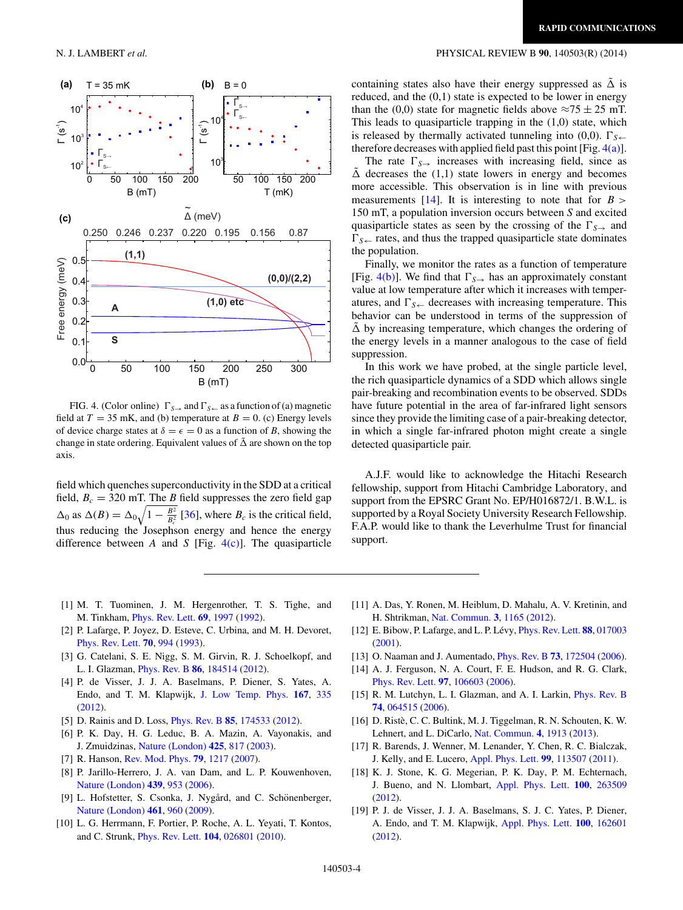FIG. 4. (Color online) $\Gamma_{S\rightarrow}$ and $\Gamma_{S\leftarrow}$ as a function of (a) magnetic field at $T = 35$ mK, and (b) temperature at $B = 0$. (c) Energy levels of device charge states at $\delta = \epsilon = 0$ as a function of $B$, showing the change in state ordering. Equivalent values of $\tilde{\Delta}$ are shown on the top axis.

field which quenches superconductivity in the SDD at a critical field, $B_c = 320$ mT. The $B$ field suppresses the zero field gap $\Delta_0$ as $\Delta(B) = \Delta_0\sqrt{1 - \frac{B^2}{B_c^2}}$ [36], where $B_c$ is the critical field, thus reducing the Josephson energy and hence the energy difference between $A$ and $S$ [Fig. 4(c)]. The quasiparticle containing states also have their energy suppressed as $\tilde{\Delta}$ is reduced, and the (0,1) state is expected to be lower in energy than the (0,0) state for magnetic fields above $\approx 75 \pm 25$ mT. This leads to quasiparticle trapping in the (1,0) state, which is released by thermally activated tunneling into (0,0). $\Gamma_{S\leftarrow}$ therefore decreases with applied field past this point [Fig. 4(a)].

The rate $\Gamma_{S\rightarrow}$ increases with increasing field, since as $\tilde{\Delta}$ decreases the (1,1) state lowers in energy and becomes more accessible. This observation is in line with previous measurements [14]. It is interesting to note that for $B >$ 150 mT, a population inversion occurs between $S$ and excited quasiparticle states as seen by the crossing of the $\Gamma_{S\rightarrow}$ and $\Gamma_{S\leftarrow}$ rates, and thus the trapped quasiparticle state dominates the population.

Finally, we monitor the rates as a function of temperature [Fig. 4(b)]. We find that $\Gamma_{S\rightarrow}$ has an approximately constant value at low temperature after which it increases with temperatures, and $\Gamma_{S\leftarrow}$ decreases with increasing temperature. This behavior can be understood in terms of the suppression of $\tilde{\Delta}$ by increasing temperature, which changes the ordering of the energy levels in a manner analogous to the case of field suppression.

In this work we have probed, at the single particle level, the rich quasiparticle dynamics of a SDD which allows single pair-breaking and recombination events to be observed. SDDs have future potential in the area of far-infrared light sensors since they provide the limiting case of a pair-breaking detector, in which a single far-infrared photon might create a single detected quasiparticle pair.

A.J.F. would like to acknowledge the Hitachi Research fellowship, support from Hitachi Cambridge Laboratory, and support from the EPSRC Grant No. EP/H016872/1. B.W.L. is supported by a Royal Society University Research Fellowship. F.A.P. would like to thank the Leverhulme Trust for financial support.

[1] M. T. Tuominen, J. M. Hergenrother, T. S. Tighe, and M. Tinkham, Phys. Rev. Lett. **69**, 1997 (1992).

[2] P. Lafarge, P. Joyez, D. Esteve, C. Urbina, and M. H. Devoret, Phys. Rev. Lett. **70**, 994 (1993).

[3] G. Catelani, S. E. Nigg, S. M. Girvin, R. J. Schoelkopf, and L. I. Glazman, Phys. Rev. B **86**, 184514 (2012).

[4] P. de Visser, J. J. A. Baselmans, P. Diener, S. Yates, A. Endo, and T. M. Klapwijk, J. Low Temp. Phys. **167**, 335 (2012).

[5] D. Rainis and D. Loss, Phys. Rev. B **85**, 174533 (2012).

[6] P. K. Day, H. G. Leduc, B. A. Mazin, A. Vayonakis, and J. Zmuidzinas, Nature (London) **425**, 817 (2003).

[7] R. Hanson, Rev. Mod. Phys. **79**, 1217 (2007).

[8] P. Jarillo-Herrero, J. A. van Dam, and L. P. Kouwenhoven, Nature (London) **439**, 953 (2006).

[9] L. Hofstetter, S. Csonka, J. Nygård, and C. Schönenberger, Nature (London) **461**, 960 (2009).

[10] L. G. Herrmann, F. Portier, P. Roche, A. L. Yeyati, T. Kontos, and C. Strunk, Phys. Rev. Lett. **104**, 026801 (2010).

[11] A. Das, Y. Ronen, M. Heiblum, D. Mahalu, A. V. Kretinin, and H. Shtrikman, Nat. Commun. **3**, 1165 (2012).

[12] E. Bibow, P. Lafarge, and L. P. Lévy, Phys. Rev. Lett. **88**, 017003 (2001).

[13] O. Naaman and J. Aumentado, Phys. Rev. B **73**, 172504 (2006).

[14] A. J. Ferguson, N. A. Court, F. E. Hudson, and R. G. Clark, Phys. Rev. Lett. **97**, 106603 (2006).

[15] R. M. Lutchyn, L. I. Glazman, and A. I. Larkin, Phys. Rev. B **74**, 064515 (2006).

[16] D. Ristè, C. C. Bultink, M. J. Tiggelman, R. N. Schouten, K. W. Lehnert, and L. DiCarlo, Nat. Commun. **4**, 1913 (2013).

[17] R. Barends, J. Wenner, M. Lenander, Y. Chen, R. C. Bialczak, J. Kelly, and E. Lucero, Appl. Phys. Lett. **99**, 113507 (2011).

[18] K. J. Stone, K. G. Megerian, P. K. Day, P. M. Echternach, J. Bueno, and N. Llombart, Appl. Phys. Lett. **100**, 263509 (2012).

[19] P. J. de Visser, J. J. A. Baselmans, S. J. C. Yates, P. Diener, A. Endo, and T. M. Klapwijk, Appl. Phys. Lett. **100**, 162601 (2012).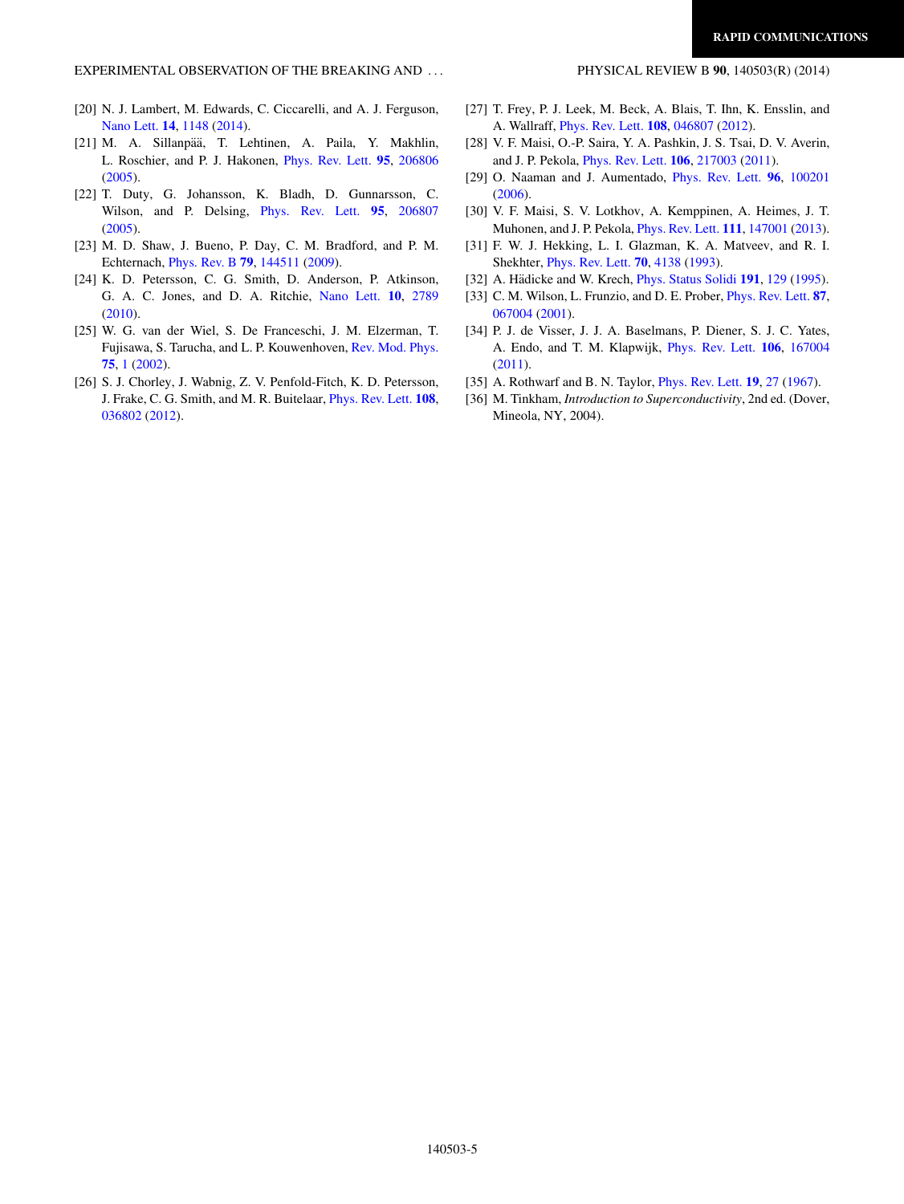[20] N. J. Lambert, M. Edwards, C. Ciccarelli, and A. J. Ferguson, Nano Lett. **14**, 1148 (2014).

[21] M. A. Sillanpää, T. Lehtinen, A. Paila, Y. Makhlin, L. Roschier, and P. J. Hakonen, Phys. Rev. Lett. **95**, 206806 (2005).

[22] T. Duty, G. Johansson, K. Bladh, D. Gunnarsson, C. Wilson, and P. Delsing, Phys. Rev. Lett. **95**, 206807 (2005).

[23] M. D. Shaw, J. Bueno, P. Day, C. M. Bradford, and P. M. Echternach, Phys. Rev. B **79**, 144511 (2009).

[24] K. D. Petersson, C. G. Smith, D. Anderson, P. Atkinson, G. A. C. Jones, and D. A. Ritchie, Nano Lett. **10**, 2789 (2010).

[25] W. G. van der Wiel, S. De Franceschi, J. M. Elzerman, T. Fujisawa, S. Tarucha, and L. P. Kouwenhoven, Rev. Mod. Phys. **75**, 1 (2002).

[26] S. J. Chorley, J. Wabnig, Z. V. Penfold-Fitch, K. D. Petersson, J. Frake, C. G. Smith, and M. R. Buitelaar, Phys. Rev. Lett. **108**, 036802 (2012).

[27] T. Frey, P. J. Leek, M. Beck, A. Blais, T. Ihn, K. Ensslin, and A. Wallraff, Phys. Rev. Lett. **108**, 046807 (2012).

[28] V. F. Maisi, O.-P. Saira, Y. A. Pashkin, J. S. Tsai, D. V. Averin, and J. P. Pekola, Phys. Rev. Lett. **106**, 217003 (2011).

[29] O. Naaman and J. Aumentado, Phys. Rev. Lett. **96**, 100201 (2006).

[30] V. F. Maisi, S. V. Lotkhov, A. Kemppinen, A. Heimes, J. T. Muhonen, and J. P. Pekola, Phys. Rev. Lett. **111**, 147001 (2013).

[31] F. W. J. Hekking, L. I. Glazman, K. A. Matveev, and R. I. Shekhter, Phys. Rev. Lett. **70**, 4138 (1993).

[32] A. Hädicke and W. Krech, Phys. Status Solidi **191**, 129 (1995).

[33] C. M. Wilson, L. Frunzio, and D. E. Prober, Phys. Rev. Lett. **87**, 067004 (2001).

[34] P. J. de Visser, J. J. A. Baselmans, P. Diener, S. J. C. Yates, A. Endo, and T. M. Klapwijk, Phys. Rev. Lett. **106**, 167004 (2011).

[35] A. Rothwarf and B. N. Taylor, Phys. Rev. Lett. **19**, 27 (1967).

[36] M. Tinkham, *Introduction to Superconductivity*, 2nd ed. (Dover, Mineola, NY, 2004).